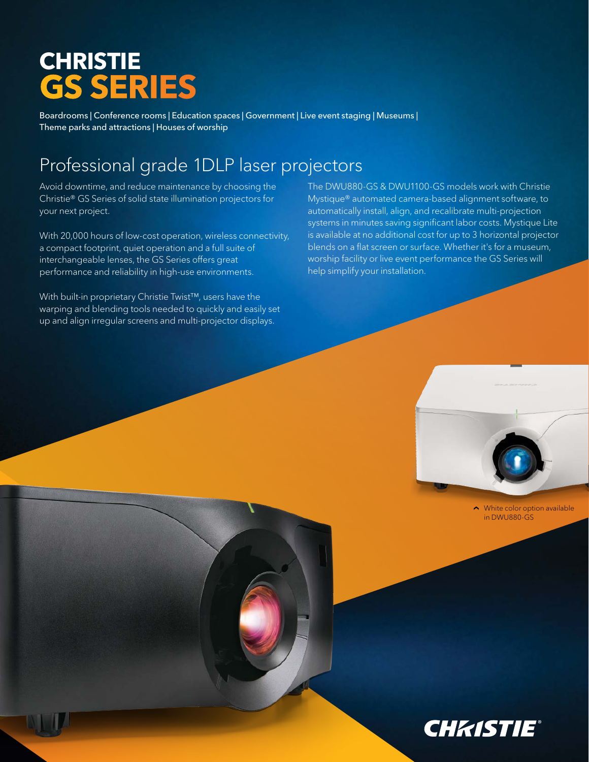# CHRISTIE
# GS SERIES

Boardrooms | Conference rooms | Education spaces | Government | Live event staging | Museums | Theme parks and attractions | Houses of worship

## Professional grade 1DLP laser projectors

Avoid downtime, and reduce maintenance by choosing the Christie® GS Series of solid state illumination projectors for your next project.

With 20,000 hours of low-cost operation, wireless connectivity, a compact footprint, quiet operation and a full suite of interchangeable lenses, the GS Series offers great performance and reliability in high-use environments.

With built-in proprietary Christie Twist™, users have the warping and blending tools needed to quickly and easily set up and align irregular screens and multi-projector displays.

The DWU880-GS & DWU1100-GS models work with Christie Mystique® automated camera-based alignment software, to automatically install, align, and recalibrate multi-projection systems in minutes saving significant labor costs. Mystique Lite is available at no additional cost for up to 3 horizontal projector blends on a flat screen or surface. Whether it's for a museum, worship facility or live event performance the GS Series will help simplify your installation.

White color option available in DWU880-GS

CHRISTIE®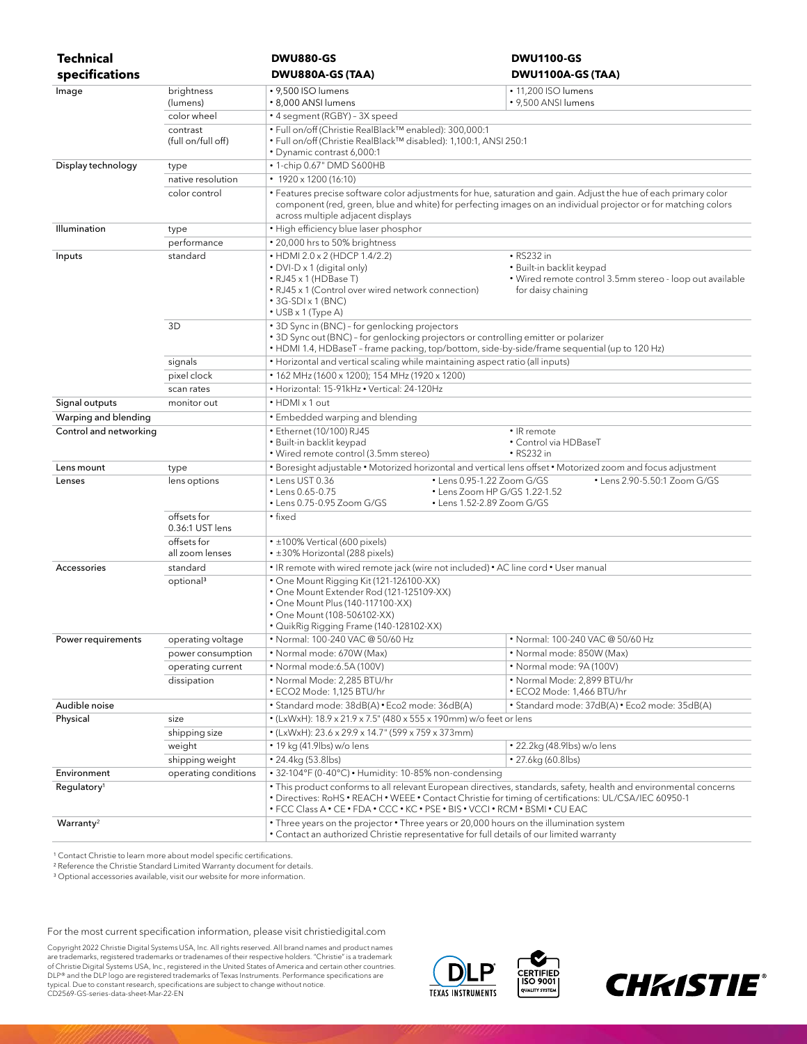| Technical specifications | | DWU880-GS<br>DWU880A-GS (TAA) | DWU1100-GS<br>DWU1100A-GS (TAA) |
|---|---|---|---|
| Image | brightness (lumens) | • 9,500 ISO lumens<br>• 8,000 ANSI lumens | • 11,200 ISO lumens<br>• 9,500 ANSI lumens |
| | color wheel | • 4 segment (RGBY) – 3X speed | |
| | contrast (full on/full off) | • Full on/off (Christie RealBlack™ enabled): 300,000:1<br>• Full on/off (Christie RealBlack™ disabled): 1,100:1, ANSI 250:1<br>• Dynamic contrast 6,000:1 | |
| Display technology | type | • 1-chip 0.67" DMD S600HB | |
| | native resolution | • 1920 x 1200 (16:10) | |
| | color control | • Features precise software color adjustments for hue, saturation and gain. Adjust the hue of each primary color component (red, green, blue and white) for perfecting images on an individual projector or for matching colors across multiple adjacent displays | |
| Illumination | type | • High efficiency blue laser phosphor | |
| | performance | • 20,000 hrs to 50% brightness | |
| Inputs | standard | • HDMI 2.0 x 2 (HDCP 1.4/2.2)<br>• DVI-D x 1 (digital only)<br>• RJ45 x 1 (HDBase T)<br>• RJ45 x 1 (Control over wired network connection)<br>• 3G-SDI x 1 (BNC)<br>• USB x 1 (Type A) | • RS232 in<br>• Built-in backlit keypad<br>• Wired remote control 3.5mm stereo - loop out available for daisy chaining |
| | 3D | • 3D Sync in (BNC) – for genlocking projectors<br>• 3D Sync out (BNC) – for genlocking projectors or controlling emitter or polarizer<br>• HDMI 1.4, HDBaseT – frame packing, top/bottom, side-by-side/frame sequential (up to 120 Hz) | |
| | signals | • Horizontal and vertical scaling while maintaining aspect ratio (all inputs) | |
| | pixel clock | • 162 MHz (1600 x 1200); 154 MHz (1920 x 1200) | |
| | scan rates | • Horizontal: 15-91kHz • Vertical: 24-120Hz | |
| Signal outputs | monitor out | • HDMI x 1 out | |
| Warping and blending | | • Embedded warping and blending | |
| Control and networking | | • Ethernet (10/100) RJ45<br>• Built-in backlit keypad<br>• Wired remote control (3.5mm stereo) | • IR remote<br>• Control via HDBaseT<br>• RS232 in |
| Lens mount | type | • Boresight adjustable • Motorized horizontal and vertical lens offset • Motorized zoom and focus adjustment | |
| Lenses | lens options | • Lens UST 0.36<br>• Lens 0.65-0.75<br>• Lens 0.75-0.95 Zoom G/GS<br>• Lens 0.95-1.22 Zoom G/GS<br>• Lens Zoom HP G/GS 1.22-1.52<br>• Lens 1.52-2.89 Zoom G/GS | • Lens 2.90-5.50:1 Zoom G/GS |
| | offsets for 0.36:1 UST lens | • fixed | |
| | offsets for all zoom lenses | • ±100% Vertical (600 pixels)<br>• ±30% Horizontal (288 pixels) | |
| Accessories | standard | • IR remote with wired remote jack (wire not included) • AC line cord • User manual | |
| | optional[3] | • One Mount Rigging Kit (121-126100-XX)<br>• One Mount Extender Rod (121-125109-XX)<br>• One Mount Plus (140-117100-XX)<br>• One Mount (108-506102-XX)<br>• QuikRig Rigging Frame (140-128102-XX) | |
| Power requirements | operating voltage | • Normal: 100-240 VAC @ 50/60 Hz | • Normal: 100-240 VAC @ 50/60 Hz |
| | power consumption | • Normal mode: 670W (Max) | • Normal mode: 850W (Max) |
| | operating current | • Normal mode:6.5A (100V) | • Normal mode: 9A (100V) |
| | dissipation | • Normal Mode: 2,285 BTU/hr<br>• ECO2 Mode: 1,125 BTU/hr | • Normal Mode: 2,899 BTU/hr<br>• ECO2 Mode: 1,466 BTU/hr |
| Audible noise | | • Standard mode: 38dB(A) • Eco2 mode: 36dB(A) | • Standard mode: 37dB(A) • Eco2 mode: 35dB(A) |
| Physical | size | • (LxWxH): 18.9 x 21.9 x 7.5" (480 x 555 x 190mm) w/o feet or lens | |
| | shipping size | • (LxWxH): 23.6 x 29.9 x 14.7" (599 x 759 x 373mm) | |
| | weight | • 19 kg (41.9lbs) w/o lens | • 22.2kg (48.9lbs) w/o lens |
| | shipping weight | • 24.4kg (53.8lbs) | • 27.6kg (60.8lbs) |
| Environment | operating conditions | • 32-104°F (0-40°C) • Humidity: 10-85% non-condensing | |
| Regulatory[1] | | • This product conforms to all relevant European directives, standards, safety, health and environmental concerns<br>• Directives: RoHS • REACH • WEEE • Contact Christie for timing of certifications: UL/CSA/IEC 60950-1<br>• FCC Class A • CE • FDA • CCC • KC • PSE • BIS • VCCI • RCM • BSMI • CU EAC | |
| Warranty[2] | | • Three years on the projector • Three years or 20,000 hours on the illumination system<br>• Contact an authorized Christie representative for full details of our limited warranty | |

[1] Contact Christie to learn more about model specific certifications.
[2] Reference the Christie Standard Limited Warranty document for details.
[3] Optional accessories available, visit our website for more information.

For the most current specification information, please visit christiedigital.com

Copyright 2022 Christie Digital Systems USA, Inc. All rights reserved. All brand names and product names are trademarks, registered trademarks or tradenames of their respective holders. "Christie" is a trademark of Christie Digital Systems USA, Inc., registered in the United States of America and certain other countries. DLP® and the DLP logo are registered trademarks of Texas Instruments. Performance specifications are typical. Due to constant research, specifications are subject to change without notice.
CD2569-GS-series-data-sheet-Mar-22-EN